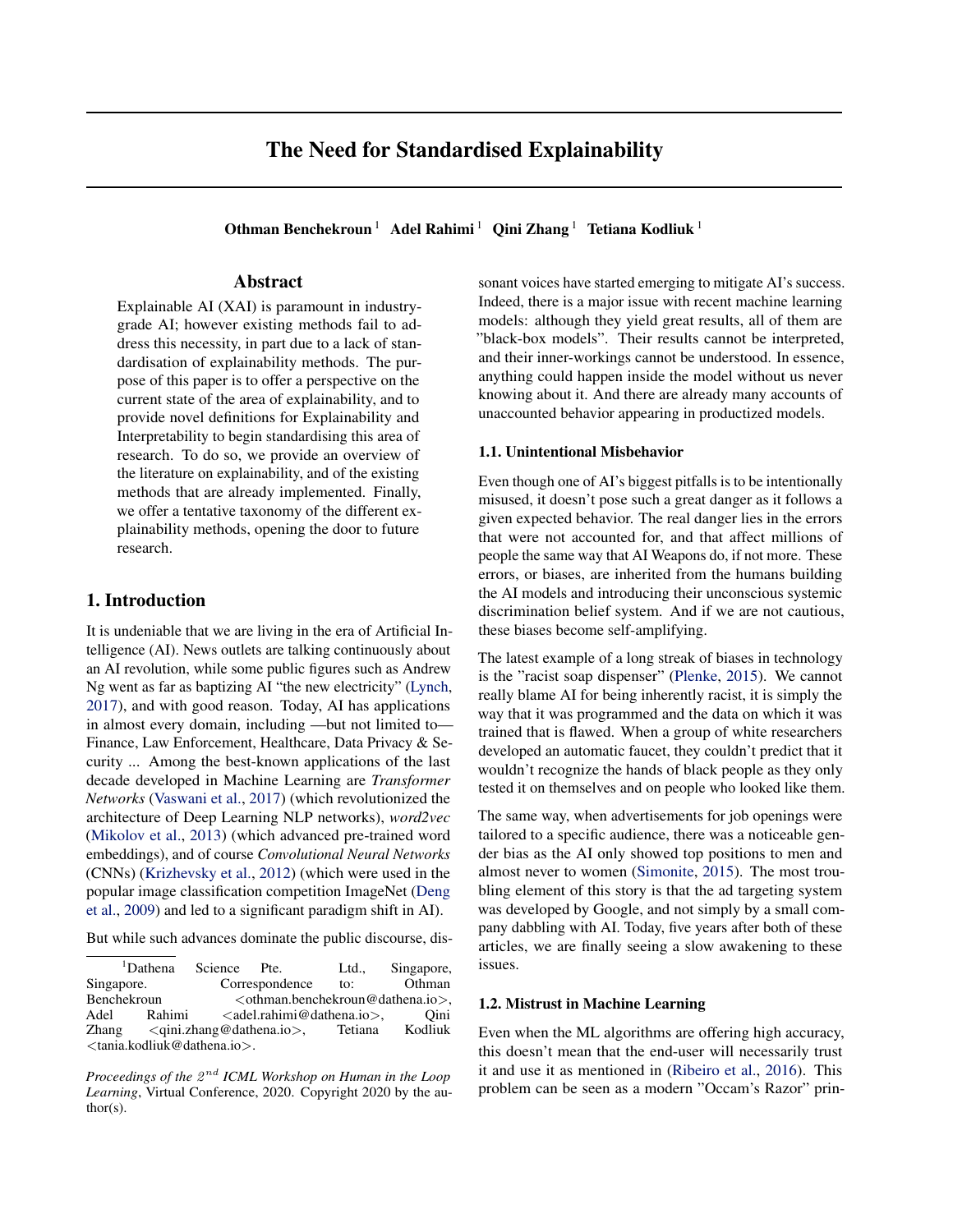# The Need for Standardised Explainability

**Othman Benchekroun** [1] **Adel Rahimi** [1] **Qini Zhang** [1] **Tetiana Kodliuk** [1]

## Abstract

Explainable AI (XAI) is paramount in industry-grade AI; however existing methods fail to address this necessity, in part due to a lack of standardisation of explainability methods. The purpose of this paper is to offer a perspective on the current state of the area of explainability, and to provide novel definitions for Explainability and Interpretability to begin standardising this area of research. To do so, we provide an overview of the literature on explainability, and of the existing methods that are already implemented. Finally, we offer a tentative taxonomy of the different explainability methods, opening the door to future research.

## 1. Introduction

It is undeniable that we are living in the era of Artificial Intelligence (AI). News outlets are talking continuously about an AI revolution, while some public figures such as Andrew Ng went as far as baptizing AI "the new electricity" (Lynch, 2017), and with good reason. Today, AI has applications in almost every domain, including —but not limited to— Finance, Law Enforcement, Healthcare, Data Privacy & Security ... Among the best-known applications of the last decade developed in Machine Learning are *Transformer Networks* (Vaswani et al., 2017) (which revolutionized the architecture of Deep Learning NLP networks), *word2vec* (Mikolov et al., 2013) (which advanced pre-trained word embeddings), and of course *Convolutional Neural Networks* (CNNs) (Krizhevsky et al., 2012) (which were used in the popular image classification competition ImageNet (Deng et al., 2009) and led to a significant paradigm shift in AI).

But while such advances dominate the public discourse, dissonant voices have started emerging to mitigate AI's success. Indeed, there is a major issue with recent machine learning models: although they yield great results, all of them are "black-box models". Their results cannot be interpreted, and their inner-workings cannot be understood. In essence, anything could happen inside the model without us never knowing about it. And there are already many accounts of unaccounted behavior appearing in productized models.

### 1.1. Unintentional Misbehavior

Even though one of AI's biggest pitfalls is to be intentionally misused, it doesn't pose such a great danger as it follows a given expected behavior. The real danger lies in the errors that were not accounted for, and that affect millions of people the same way that AI Weapons do, if not more. These errors, or biases, are inherited from the humans building the AI models and introducing their unconscious systemic discrimination belief system. And if we are not cautious, these biases become self-amplifying.

The latest example of a long streak of biases in technology is the "racist soap dispenser" (Plenke, 2015). We cannot really blame AI for being inherently racist, it is simply the way that it was programmed and the data on which it was trained that is flawed. When a group of white researchers developed an automatic faucet, they couldn't predict that it wouldn't recognize the hands of black people as they only tested it on themselves and on people who looked like them.

The same way, when advertisements for job openings were tailored to a specific audience, there was a noticeable gender bias as the AI only showed top positions to men and almost never to women (Simonite, 2015). The most troubling element of this story is that the ad targeting system was developed by Google, and not simply by a small company dabbling with AI. Today, five years after both of these articles, we are finally seeing a slow awakening to these issues.

### 1.2. Mistrust in Machine Learning

Even when the ML algorithms are offering high accuracy, this doesn't mean that the end-user will necessarily trust it and use it as mentioned in (Ribeiro et al., 2016). This problem can be seen as a modern "Occam's Razor" prin-

---

[1] Dathena Science Pte. Ltd., Singapore, Singapore. Correspondence to: Othman Benchekroun <othman.benchekroun@dathena.io>, Adel Rahimi <adel.rahimi@dathena.io>, Qini Zhang <qini.zhang@dathena.io>, Tetiana Kodliuk <tania.kodliuk@dathena.io>.

*Proceedings of the $2^{nd}$ ICML Workshop on Human in the Loop Learning*, Virtual Conference, 2020. Copyright 2020 by the author(s).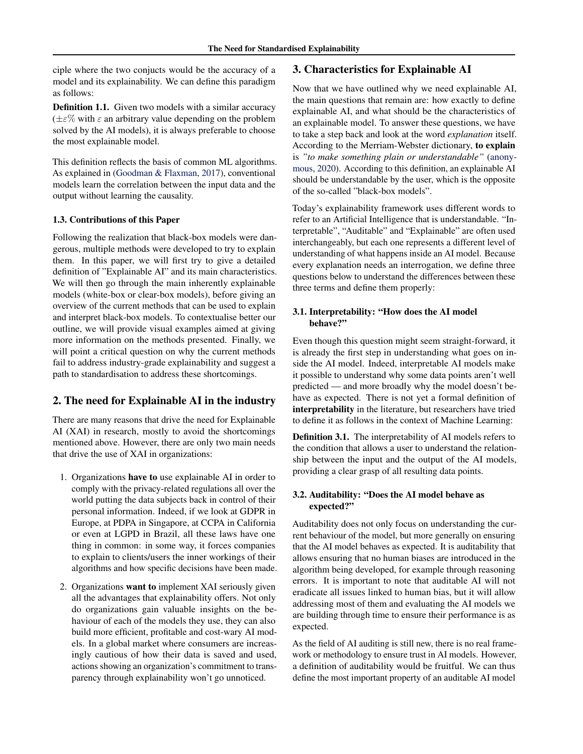ciple where the two conjucts would be the accuracy of a model and its explainability. We can define this paradigm as follows:

**Definition 1.1.** Given two models with a similar accuracy ($\pm\varepsilon\%$ with $\varepsilon$ an arbitrary value depending on the problem solved by the AI models), it is always preferable to choose the most explainable model.

This definition reflects the basis of common ML algorithms. As explained in (Goodman & Flaxman, 2017), conventional models learn the correlation between the input data and the output without learning the causality.

### 1.3. Contributions of this Paper

Following the realization that black-box models were dangerous, multiple methods were developed to try to explain them. In this paper, we will first try to give a detailed definition of "Explainable AI" and its main characteristics. We will then go through the main inherently explainable models (white-box or clear-box models), before giving an overview of the current methods that can be used to explain and interpret black-box models. To contextualise better our outline, we will provide visual examples aimed at giving more information on the methods presented. Finally, we will point a critical question on why the current methods fail to address industry-grade explainability and suggest a path to standardisation to address these shortcomings.

## 2. The need for Explainable AI in the industry

There are many reasons that drive the need for Explainable AI (XAI) in research, mostly to avoid the shortcomings mentioned above. However, there are only two main needs that drive the use of XAI in organizations:

1. Organizations **have to** use explainable AI in order to comply with the privacy-related regulations all over the world putting the data subjects back in control of their personal information. Indeed, if we look at GDPR in Europe, at PDPA in Singapore, at CCPA in California or even at LGPD in Brazil, all these laws have one thing in common: in some way, it forces companies to explain to clients/users the inner workings of their algorithms and how specific decisions have been made.
2. Organizations **want to** implement XAI seriously given all the advantages that explainability offers. Not only do organizations gain valuable insights on the behaviour of each of the models they use, they can also build more efficient, profitable and cost-wary AI models. In a global market where consumers are increasingly cautious of how their data is saved and used, actions showing an organization's commitment to transparency through explainability won't go unnoticed.

## 3. Characteristics for Explainable AI

Now that we have outlined why we need explainable AI, the main questions that remain are: how exactly to define explainable AI, and what should be the characteristics of an explainable model. To answer these questions, we have to take a step back and look at the word *explanation* itself. According to the Merriam-Webster dictionary, **to explain** is *"to make something plain or understandable"* (anonymous, 2020). According to this definition, an explainable AI should be understandable by the user, which is the opposite of the so-called "black-box models".

Today's explainability framework uses different words to refer to an Artificial Intelligence that is understandable. "Interpretable", "Auditable" and "Explainable" are often used interchangeably, but each one represents a different level of understanding of what happens inside an AI model. Because every explanation needs an interrogation, we define three questions below to understand the differences between these three terms and define them properly:

### 3.1. Interpretability: "How does the AI model behave?"

Even though this question might seem straight-forward, it is already the first step in understanding what goes on inside the AI model. Indeed, interpretable AI models make it possible to understand why some data points aren't well predicted — and more broadly why the model doesn't behave as expected. There is not yet a formal definition of **interpretability** in the literature, but researchers have tried to define it as follows in the context of Machine Learning:

**Definition 3.1.** The interpretability of AI models refers to the condition that allows a user to understand the relationship between the input and the output of the AI models, providing a clear grasp of all resulting data points.

### 3.2. Auditability: "Does the AI model behave as expected?"

Auditability does not only focus on understanding the current behaviour of the model, but more generally on ensuring that the AI model behaves as expected. It is auditability that allows ensuring that no human biases are introduced in the algorithm being developed, for example through reasoning errors. It is important to note that auditable AI will not eradicate all issues linked to human bias, but it will allow addressing most of them and evaluating the AI models we are building through time to ensure their performance is as expected.

As the field of AI auditing is still new, there is no real framework or methodology to ensure trust in AI models. However, a definition of auditability would be fruitful. We can thus define the most important property of an auditable AI model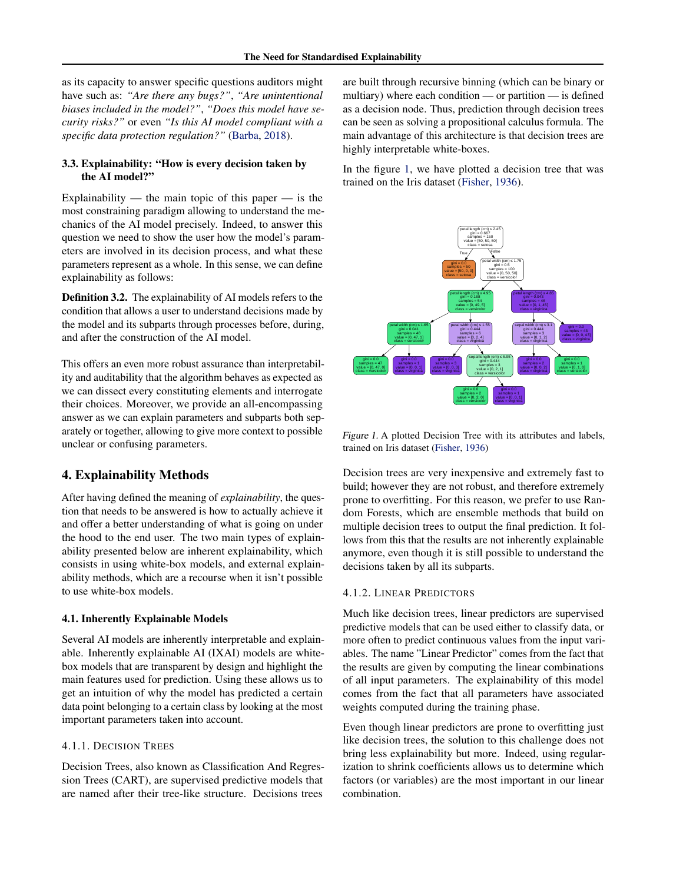as its capacity to answer specific questions auditors might have such as: *"Are there any bugs?"*, *"Are unintentional biases included in the model?"*, *"Does this model have security risks?"* or even *"Is this AI model compliant with a specific data protection regulation?"* (Barba, 2018).

### 3.3. Explainability: "How is every decision taken by the AI model?"

Explainability — the main topic of this paper — is the most constraining paradigm allowing to understand the mechanics of the AI model precisely. Indeed, to answer this question we need to show the user how the model's parameters are involved in its decision process, and what these parameters represent as a whole. In this sense, we can define explainability as follows:

**Definition 3.2.** The explainability of AI models refers to the condition that allows a user to understand decisions made by the model and its subparts through processes before, during, and after the construction of the AI model.

This offers an even more robust assurance than interpretability and auditability that the algorithm behaves as expected as we can dissect every constituting elements and interrogate their choices. Moreover, we provide an all-encompassing answer as we can explain parameters and subparts both separately or together, allowing to give more context to possible unclear or confusing parameters.

## 4. Explainability Methods

After having defined the meaning of *explainability*, the question that needs to be answered is how to actually achieve it and offer a better understanding of what is going on under the hood to the end user. The two main types of explainability presented below are inherent explainability, which consists in using white-box models, and external explainability methods, which are a recourse when it isn't possible to use white-box models.

### 4.1. Inherently Explainable Models

Several AI models are inherently interpretable and explainable. Inherently explainable AI (IXAI) models are white-box models that are transparent by design and highlight the main features used for prediction. Using these allows us to get an intuition of why the model has predicted a certain data point belonging to a certain class by looking at the most important parameters taken into account.

#### 4.1.1. Decision Trees

Decision Trees, also known as Classification And Regression Trees (CART), are supervised predictive models that are named after their tree-like structure. Decisions trees are built through recursive binning (which can be binary or multiary) where each condition — or partition — is defined as a decision node. Thus, prediction through decision trees can be seen as solving a propositional calculus formula. The main advantage of this architecture is that decision trees are highly interpretable white-boxes.

In the figure 1, we have plotted a decision tree that was trained on the Iris dataset (Fisher, 1936).

*Figure 1.* A plotted Decision Tree with its attributes and labels, trained on Iris dataset (Fisher, 1936)

Decision trees are very inexpensive and extremely fast to build; however they are not robust, and therefore extremely prone to overfitting. For this reason, we prefer to use Random Forests, which are ensemble methods that build on multiple decision trees to output the final prediction. It follows from this that the results are not inherently explainable anymore, even though it is still possible to understand the decisions taken by all its subparts.

#### 4.1.2. Linear Predictors

Much like decision trees, linear predictors are supervised predictive models that can be used either to classify data, or more often to predict continuous values from the input variables. The name "Linear Predictor" comes from the fact that the results are given by computing the linear combinations of all input parameters. The explainability of this model comes from the fact that all parameters have associated weights computed during the training phase.

Even though linear predictors are prone to overfitting just like decision trees, the solution to this challenge does not bring less explainability but more. Indeed, using regularization to shrink coefficients allows us to determine which factors (or variables) are the most important in our linear combination.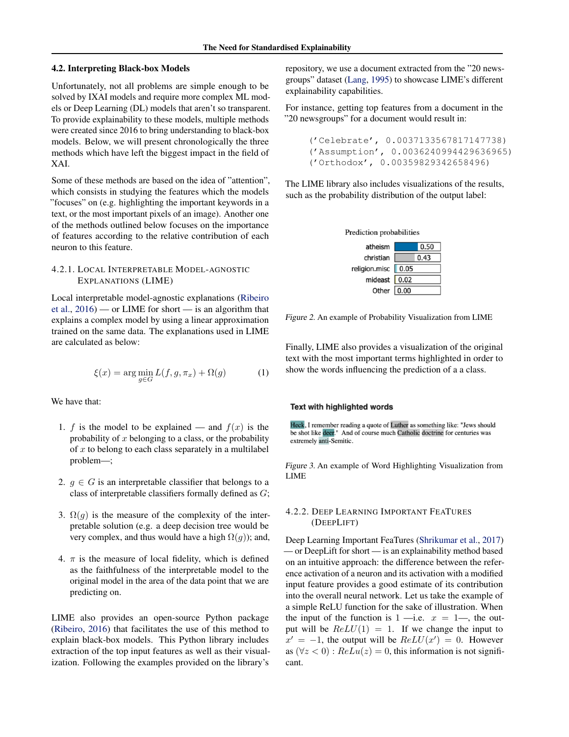### 4.2. Interpreting Black-box Models

Unfortunately, not all problems are simple enough to be solved by IXAI models and require more complex ML models or Deep Learning (DL) models that aren't so transparent. To provide explainability to these models, multiple methods were created since 2016 to bring understanding to black-box models. Below, we will present chronologically the three methods which have left the biggest impact in the field of XAI.

Some of these methods are based on the idea of "attention", which consists in studying the features which the models "focuses" on (e.g. highlighting the important keywords in a text, or the most important pixels of an image). Another one of the methods outlined below focuses on the importance of features according to the relative contribution of each neuron to this feature.

#### 4.2.1. Local Interpretable Model-agnostic Explanations (LIME)

Local interpretable model-agnostic explanations (Ribeiro et al., 2016) — or LIME for short — is an algorithm that explains a complex model by using a linear approximation trained on the same data. The explanations used in LIME are calculated as below:

$$\xi(x) = \arg\min_{g \in G} L(f, g, \pi_x) + \Omega(g) \tag{1}$$

We have that:

1. $f$ is the model to be explained — and $f(x)$ is the probability of $x$ belonging to a class, or the probability of $x$ to belong to each class separately in a multilabel problem—;
2. $g \in G$ is an interpretable classifier that belongs to a class of interpretable classifiers formally defined as $G$;
3. $\Omega(g)$ is the measure of the complexity of the interpretable solution (e.g. a deep decision tree would be very complex, and thus would have a high $\Omega(g)$); and,
4. $\pi$ is the measure of local fidelity, which is defined as the faithfulness of the interpretable model to the original model in the area of the data point that we are predicting on.

LIME also provides an open-source Python package (Ribeiro, 2016) that facilitates the use of this method to explain black-box models. This Python library includes extraction of the top input features as well as their visualization. Following the examples provided on the library's repository, we use a document extracted from the "20 newsgroups" dataset (Lang, 1995) to showcase LIME's different explainability capabilities.

For instance, getting top features from a document in the "20 newsgroups" for a document would result in:

```
('Celebrate', 0.0037133567817147738)
('Assumption', 0.0036240994429636965)
('Orthodox', 0.00359829342658496)
```

The LIME library also includes visualizations of the results, such as the probability distribution of the output label:

Prediction probabilities

| | |
|---|---|
| atheism | 0.50 |
| christian | 0.43 |
| religion.misc | 0.05 |
| mideast | 0.02 |
| Other | 0.00 |

*Figure 2.* An example of Probability Visualization from LIME

Finally, LIME also provides a visualization of the original text with the most important terms highlighted in order to show the words influencing the prediction of a a class.

**Text with highlighted words**

Heck, I remember reading a quote of Luther as something like: "Jews should be shot like deer." And of course much Catholic doctrine for centuries was extremely anti-Semitic.

*Figure 3.* An example of Word Highlighting Visualization from LIME

#### 4.2.2. Deep Learning Important FeaTures (DeepLift)

Deep Learning Important FeaTures (Shrikumar et al., 2017) — or DeepLift for short — is an explainability method based on an intuitive approach: the difference between the reference activation of a neuron and its activation with a modified input feature provides a good estimate of its contribution into the overall neural network. Let us take the example of a simple ReLU function for the sake of illustration. When the input of the function is 1 —i.e. $x = 1$—, the output will be $ReLU(1) = 1$. If we change the input to $x' = -1$, the output will be $ReLU(x') = 0$. However as $(\forall z < 0) : ReLu(z) = 0$, this information is not significant.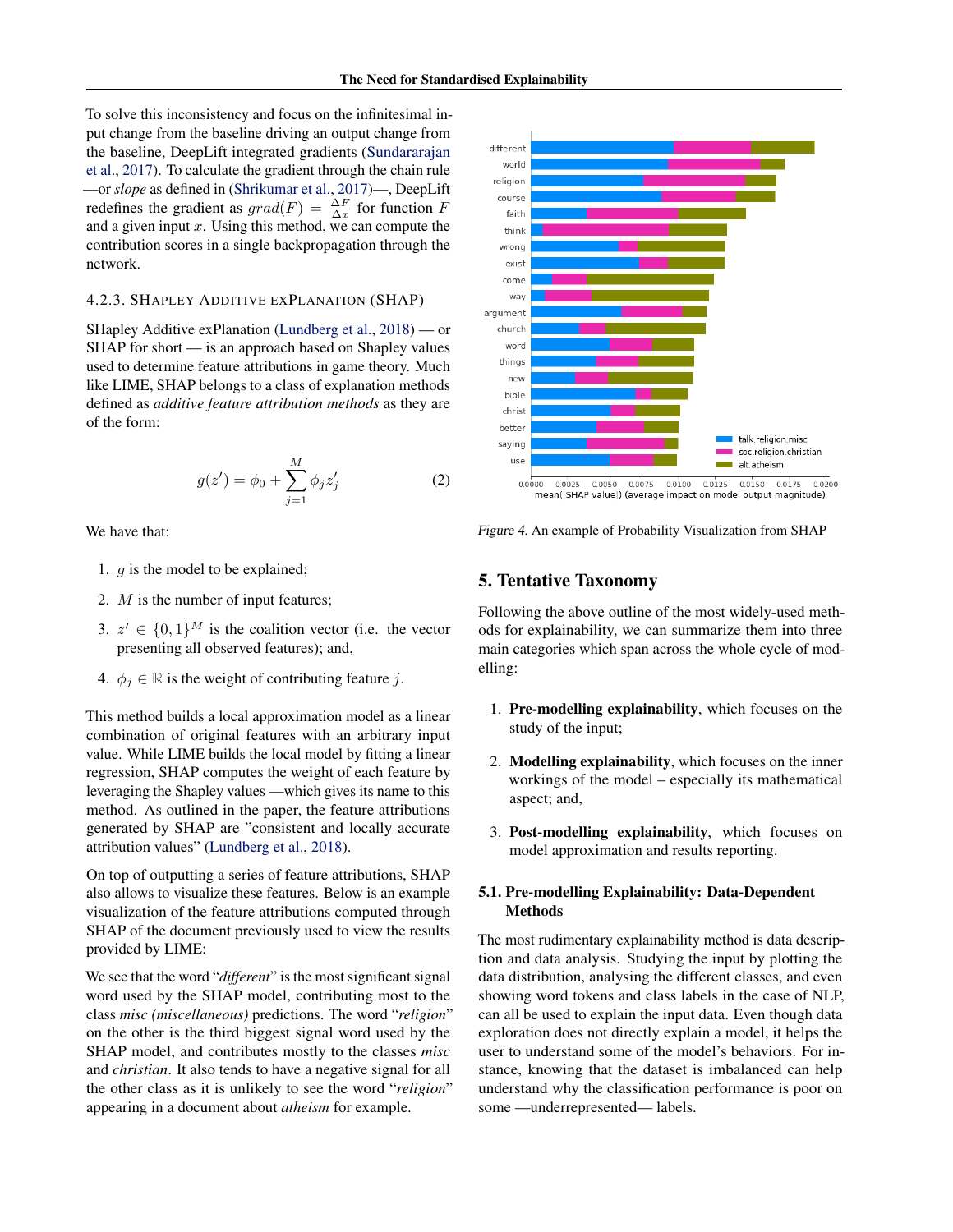To solve this inconsistency and focus on the infinitesimal input change from the baseline driving an output change from the baseline, DeepLift integrated gradients (Sundararajan et al., 2017). To calculate the gradient through the chain rule —or *slope* as defined in (Shrikumar et al., 2017)—, DeepLift redefines the gradient as $grad(F) = \frac{\Delta F}{\Delta x}$ for function $F$ and a given input $x$. Using this method, we can compute the contribution scores in a single backpropagation through the network.

#### 4.2.3. SHAPLEY ADDITIVE EXPLANATION (SHAP)

SHapley Additive exPlanation (Lundberg et al., 2018) — or SHAP for short — is an approach based on Shapley values used to determine feature attributions in game theory. Much like LIME, SHAP belongs to a class of explanation methods defined as *additive feature attribution methods* as they are of the form:

$$g(z') = \phi_0 + \sum_{j=1}^{M} \phi_j z'_j \tag{2}$$

We have that:

1. $g$ is the model to be explained;
2. $M$ is the number of input features;
3. $z' \in \{0,1\}^M$ is the coalition vector (i.e. the vector presenting all observed features); and,
4. $\phi_j \in \mathbb{R}$ is the weight of contributing feature $j$.

This method builds a local approximation model as a linear combination of original features with an arbitrary input value. While LIME builds the local model by fitting a linear regression, SHAP computes the weight of each feature by leveraging the Shapley values —which gives its name to this method. As outlined in the paper, the feature attributions generated by SHAP are "consistent and locally accurate attribution values" (Lundberg et al., 2018).

On top of outputting a series of feature attributions, SHAP also allows to visualize these features. Below is an example visualization of the feature attributions computed through SHAP of the document previously used to view the results provided by LIME:

We see that the word "*different*" is the most significant signal word used by the SHAP model, contributing most to the class *misc (miscellaneous)* predictions. The word "*religion*" on the other is the third biggest signal word used by the SHAP model, and contributes mostly to the classes *misc* and *christian*. It also tends to have a negative signal for all the other class as it is unlikely to see the word "*religion*" appearing in a document about *atheism* for example.

*Figure 4.* An example of Probability Visualization from SHAP

## 5. Tentative Taxonomy

Following the above outline of the most widely-used methods for explainability, we can summarize them into three main categories which span across the whole cycle of modelling:

1. **Pre-modelling explainability**, which focuses on the study of the input;
2. **Modelling explainability**, which focuses on the inner workings of the model – especially its mathematical aspect; and,
3. **Post-modelling explainability**, which focuses on model approximation and results reporting.

### 5.1. Pre-modelling Explainability: Data-Dependent Methods

The most rudimentary explainability method is data description and data analysis. Studying the input by plotting the data distribution, analysing the different classes, and even showing word tokens and class labels in the case of NLP, can all be used to explain the input data. Even though data exploration does not directly explain a model, it helps the user to understand some of the model's behaviors. For instance, knowing that the dataset is imbalanced can help understand why the classification performance is poor on some —underrepresented— labels.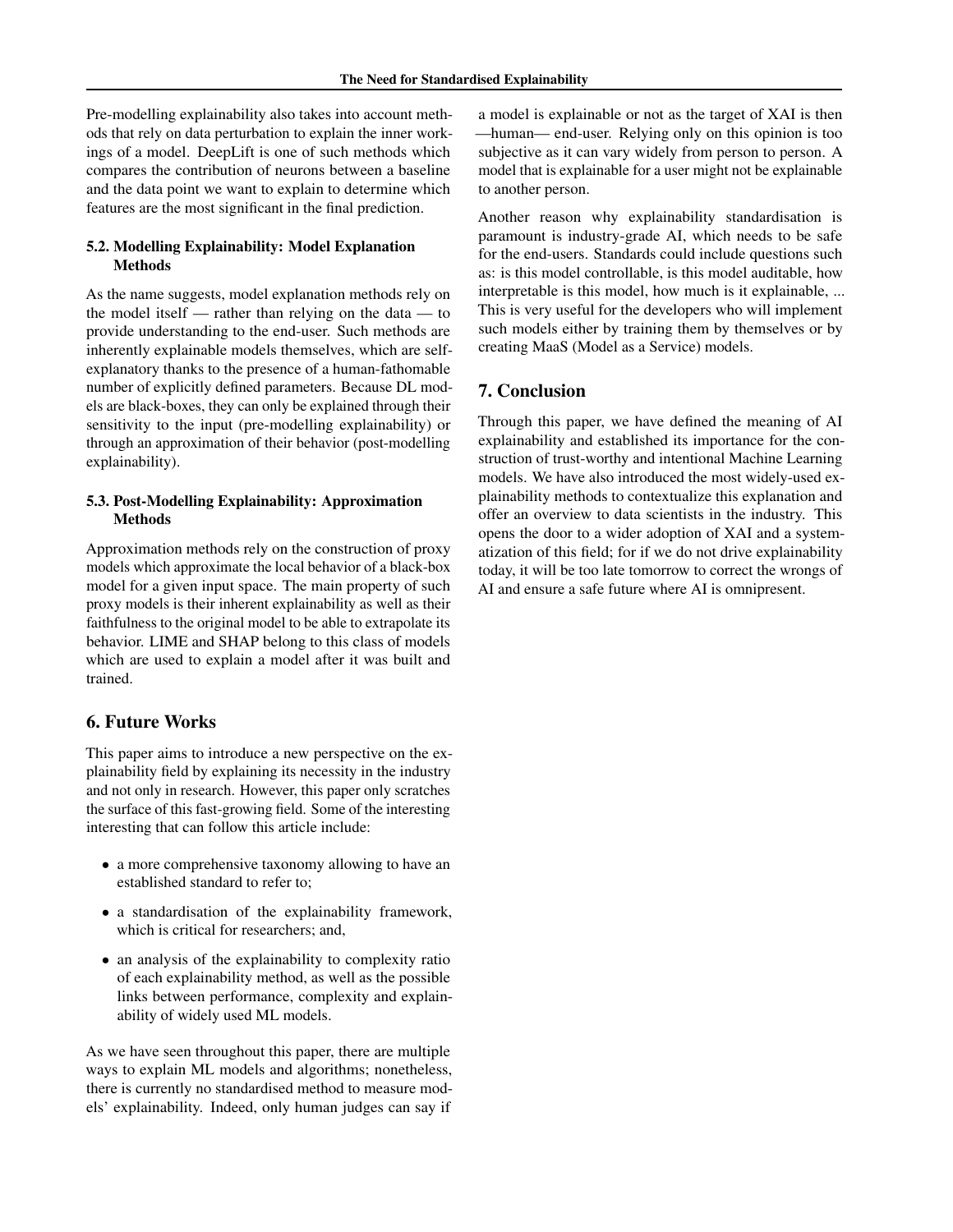Pre-modelling explainability also takes into account methods that rely on data perturbation to explain the inner workings of a model. DeepLift is one of such methods which compares the contribution of neurons between a baseline and the data point we want to explain to determine which features are the most significant in the final prediction.

### 5.2. Modelling Explainability: Model Explanation Methods

As the name suggests, model explanation methods rely on the model itself — rather than relying on the data — to provide understanding to the end-user. Such methods are inherently explainable models themselves, which are self-explanatory thanks to the presence of a human-fathomable number of explicitly defined parameters. Because DL models are black-boxes, they can only be explained through their sensitivity to the input (pre-modelling explainability) or through an approximation of their behavior (post-modelling explainability).

### 5.3. Post-Modelling Explainability: Approximation Methods

Approximation methods rely on the construction of proxy models which approximate the local behavior of a black-box model for a given input space. The main property of such proxy models is their inherent explainability as well as their faithfulness to the original model to be able to extrapolate its behavior. LIME and SHAP belong to this class of models which are used to explain a model after it was built and trained.

## 6. Future Works

This paper aims to introduce a new perspective on the explainability field by explaining its necessity in the industry and not only in research. However, this paper only scratches the surface of this fast-growing field. Some of the interesting interesting that can follow this article include:

- a more comprehensive taxonomy allowing to have an established standard to refer to;
- a standardisation of the explainability framework, which is critical for researchers; and,
- an analysis of the explainability to complexity ratio of each explainability method, as well as the possible links between performance, complexity and explainability of widely used ML models.

As we have seen throughout this paper, there are multiple ways to explain ML models and algorithms; nonetheless, there is currently no standardised method to measure models' explainability. Indeed, only human judges can say if a model is explainable or not as the target of XAI is then —human— end-user. Relying only on this opinion is too subjective as it can vary widely from person to person. A model that is explainable for a user might not be explainable to another person.

Another reason why explainability standardisation is paramount is industry-grade AI, which needs to be safe for the end-users. Standards could include questions such as: is this model controllable, is this model auditable, how interpretable is this model, how much is it explainable, ... This is very useful for the developers who will implement such models either by training them by themselves or by creating MaaS (Model as a Service) models.

## 7. Conclusion

Through this paper, we have defined the meaning of AI explainability and established its importance for the construction of trust-worthy and intentional Machine Learning models. We have also introduced the most widely-used explainability methods to contextualize this explanation and offer an overview to data scientists in the industry. This opens the door to a wider adoption of XAI and a systematization of this field; for if we do not drive explainability today, it will be too late tomorrow to correct the wrongs of AI and ensure a safe future where AI is omnipresent.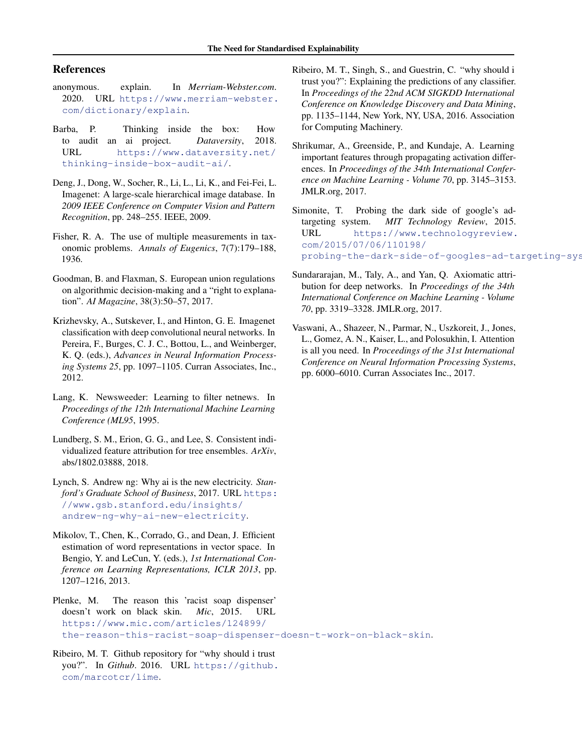## References

anonymous. explain. In *Merriam-Webster.com*. 2020. URL https://www.merriam-webster.com/dictionary/explain.

Barba, P. Thinking inside the box: How to audit an ai project. *Dataversity*, 2018. URL https://www.dataversity.net/thinking-inside-box-audit-ai/.

Deng, J., Dong, W., Socher, R., Li, L., Li, K., and Fei-Fei, L. Imagenet: A large-scale hierarchical image database. In *2009 IEEE Conference on Computer Vision and Pattern Recognition*, pp. 248–255. IEEE, 2009.

Fisher, R. A. The use of multiple measurements in taxonomic problems. *Annals of Eugenics*, 7(7):179–188, 1936.

Goodman, B. and Flaxman, S. European union regulations on algorithmic decision-making and a "right to explanation". *AI Magazine*, 38(3):50–57, 2017.

Krizhevsky, A., Sutskever, I., and Hinton, G. E. Imagenet classification with deep convolutional neural networks. In Pereira, F., Burges, C. J. C., Bottou, L., and Weinberger, K. Q. (eds.), *Advances in Neural Information Processing Systems 25*, pp. 1097–1105. Curran Associates, Inc., 2012.

Lang, K. Newsweeder: Learning to filter netnews. In *Proceedings of the 12th International Machine Learning Conference (ML95*, 1995.

Lundberg, S. M., Erion, G. G., and Lee, S. Consistent individualized feature attribution for tree ensembles. *ArXiv*, abs/1802.03888, 2018.

Lynch, S. Andrew ng: Why ai is the new electricity. *Stanford's Graduate School of Business*, 2017. URL https://www.gsb.stanford.edu/insights/andrew-ng-why-ai-new-electricity.

Mikolov, T., Chen, K., Corrado, G., and Dean, J. Efficient estimation of word representations in vector space. In Bengio, Y. and LeCun, Y. (eds.), *1st International Conference on Learning Representations, ICLR 2013*, pp. 1207–1216, 2013.

Plenke, M. The reason this 'racist soap dispenser' doesn't work on black skin. *Mic*, 2015. URL https://www.mic.com/articles/124899/the-reason-this-racist-soap-dispenser-doesn-t-work-on-black-skin.

Ribeiro, M. T. Github repository for "why should i trust you?". In *Github*. 2016. URL https://github.com/marcotcr/lime.

Ribeiro, M. T., Singh, S., and Guestrin, C. "why should i trust you?": Explaining the predictions of any classifier. In *Proceedings of the 22nd ACM SIGKDD International Conference on Knowledge Discovery and Data Mining*, pp. 1135–1144, New York, NY, USA, 2016. Association for Computing Machinery.

Shrikumar, A., Greenside, P., and Kundaje, A. Learning important features through propagating activation differences. In *Proceedings of the 34th International Conference on Machine Learning - Volume 70*, pp. 3145–3153. JMLR.org, 2017.

Simonite, T. Probing the dark side of google's ad-targeting system. *MIT Technology Review*, 2015. URL https://www.technologyreview.com/2015/07/06/110198/probing-the-dark-side-of-googles-ad-targeting-sys

Sundararajan, M., Taly, A., and Yan, Q. Axiomatic attribution for deep networks. In *Proceedings of the 34th International Conference on Machine Learning - Volume 70*, pp. 3319–3328. JMLR.org, 2017.

Vaswani, A., Shazeer, N., Parmar, N., Uszkoreit, J., Jones, L., Gomez, A. N., Kaiser, L., and Polosukhin, I. Attention is all you need. In *Proceedings of the 31st International Conference on Neural Information Processing Systems*, pp. 6000–6010. Curran Associates Inc., 2017.